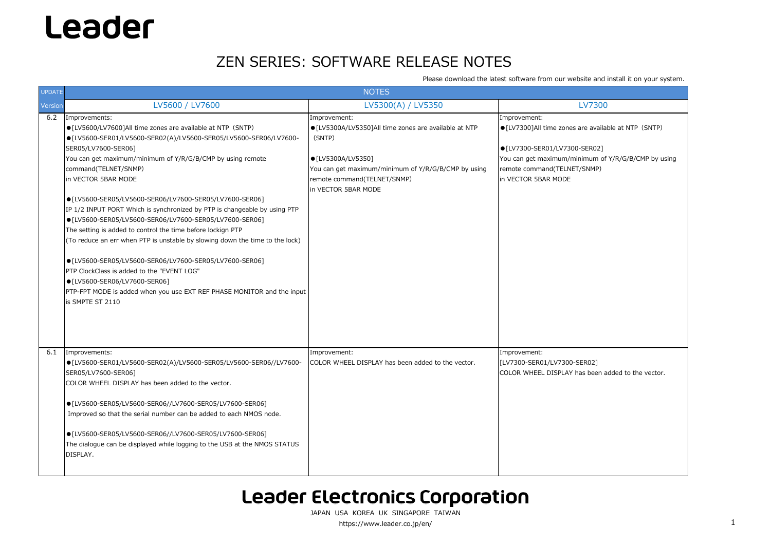Leader

# ZEN SERIES: SOFTWARE RELEASE NOTES

Please download the latest software from our website and install it on your system.

| UPDATE | NOTES | | |
|---|---|---|---|
| Version | LV5600 / LV7600 | LV5300(A) / LV5350 | LV7300 |
| 6.2 | Improvements:<br>●[LV5600/LV7600]All time zones are available at NTP（SNTP)<br>●[LV5600-SER01/LV5600-SER02(A)/LV5600-SER05/LV5600-SER06/LV7600-SER05/LV7600-SER06]<br>You can get maximum/minimum of Y/R/G/B/CMP by using remote command(TELNET/SNMP)<br>in VECTOR 5BAR MODE<br><br>●[LV5600-SER05/LV5600-SER06/LV7600-SER05/LV7600-SER06]<br>IP 1/2 INPUT PORT Which is synchronized by PTP is changeable by using PTP<br>●[LV5600-SER05/LV5600-SER06/LV7600-SER05/LV7600-SER06]<br>The setting is added to control the time before lockign PTP<br>(To reduce an err when PTP is unstable by slowing down the time to the lock)<br><br>●[LV5600-SER05/LV5600-SER06/LV7600-SER05/LV7600-SER06]<br>PTP ClockClass is added to the "EVENT LOG"<br>●[LV5600-SER06/LV7600-SER06]<br>PTP-FPT MODE is added when you use EXT REF PHASE MONITOR and the input is SMPTE ST 2110 | Improvement:<br>●[LV5300A/LV5350]All time zones are available at NTP（SNTP)<br><br>●[LV5300A/LV5350]<br>You can get maximum/minimum of Y/R/G/B/CMP by using remote command(TELNET/SNMP)<br>in VECTOR 5BAR MODE | Improvement:<br>●[LV7300]All time zones are available at NTP（SNTP)<br><br>●[LV7300-SER01/LV7300-SER02]<br>You can get maximum/minimum of Y/R/G/B/CMP by using remote command(TELNET/SNMP)<br>in VECTOR 5BAR MODE |
| 6.1 | Improvements:<br>●[LV5600-SER01/LV5600-SER02(A)/LV5600-SER05/LV5600-SER06//LV7600-SER05/LV7600-SER06]<br>COLOR WHEEL DISPLAY has been added to the vector.<br><br>●[LV5600-SER05/LV5600-SER06//LV7600-SER05/LV7600-SER06]<br>Improved so that the serial number can be added to each NMOS node.<br><br>●[LV5600-SER05/LV5600-SER06//LV7600-SER05/LV7600-SER06]<br>The dialogue can be displayed while logging to the USB at the NMOS STATUS DISPLAY. | Improvement:<br>COLOR WHEEL DISPLAY has been added to the vector. | Improvement:<br>[LV7300-SER01/LV7300-SER02]<br>COLOR WHEEL DISPLAY has been added to the vector. |

Leader Electronics Corporation

JAPAN USA KOREA UK SINGAPORE TAIWAN

https://www.leader.co.jp/en/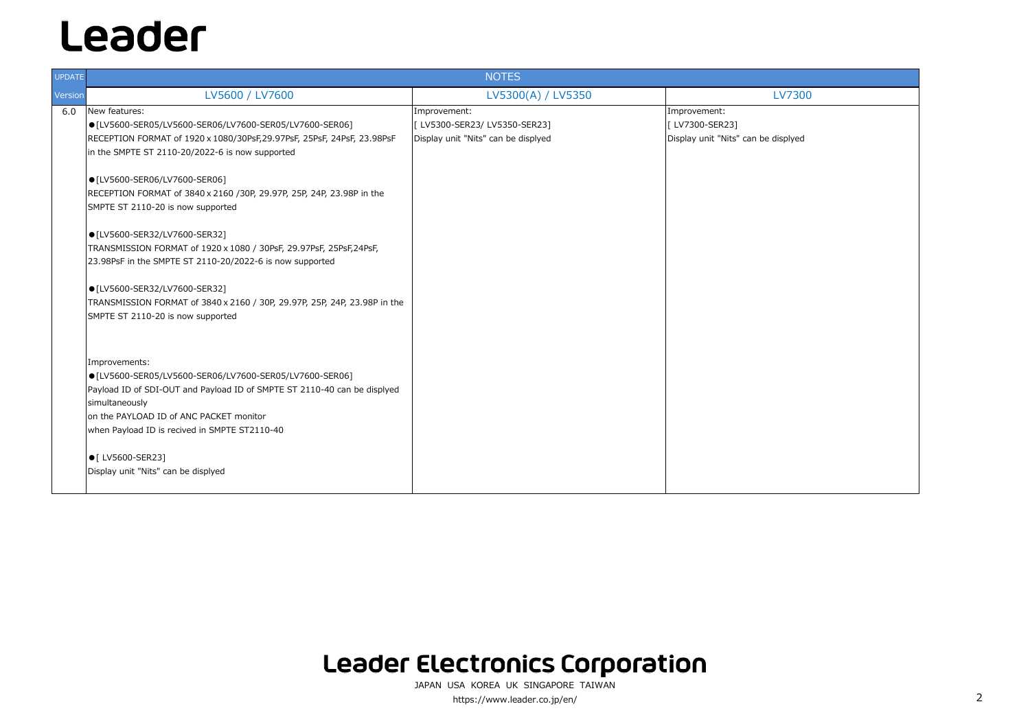# Leader

| UPDATE | NOTES | | |
|---|---|---|---|
| Version | LV5600 / LV7600 | LV5300(A) / LV5350 | LV7300 |
| 6.0 | New features:<br>●[LV5600-SER05/LV5600-SER06/LV7600-SER05/LV7600-SER06]<br>RECEPTION FORMAT of 1920 x 1080/30PsF,29.97PsF, 25PsF, 24PsF, 23.98PsF in the SMPTE ST 2110-20/2022-6 is now supported<br><br>●[LV5600-SER06/LV7600-SER06]<br>RECEPTION FORMAT of 3840 x 2160 /30P, 29.97P, 25P, 24P, 23.98P in the SMPTE ST 2110-20 is now supported<br><br>●[LV5600-SER32/LV7600-SER32]<br>TRANSMISSION FORMAT of 1920 x 1080 / 30PsF, 29.97PsF, 25PsF,24PsF, 23.98PsF in the SMPTE ST 2110-20/2022-6 is now supported<br><br>●[LV5600-SER32/LV7600-SER32]<br>TRANSMISSION FORMAT of 3840 x 2160 / 30P, 29.97P, 25P, 24P, 23.98P in the SMPTE ST 2110-20 is now supported<br><br>Improvements:<br>●[LV5600-SER05/LV5600-SER06/LV7600-SER05/LV7600-SER06]<br>Payload ID of SDI-OUT and Payload ID of SMPTE ST 2110-40 can be displyed simultaneously<br>on the PAYLOAD ID of ANC PACKET monitor<br>when Payload ID is recived in SMPTE ST2110-40<br><br>●[ LV5600-SER23]<br>Display unit "Nits" can be displyed | Improvement:<br>[ LV5300-SER23/ LV5350-SER23]<br>Display unit "Nits" can be displyed | Improvement:<br>[ LV7300-SER23]<br>Display unit "Nits" can be displyed |

**Leader Electronics Corporation**

JAPAN USA KOREA UK SINGAPORE TAIWAN

https://www.leader.co.jp/en/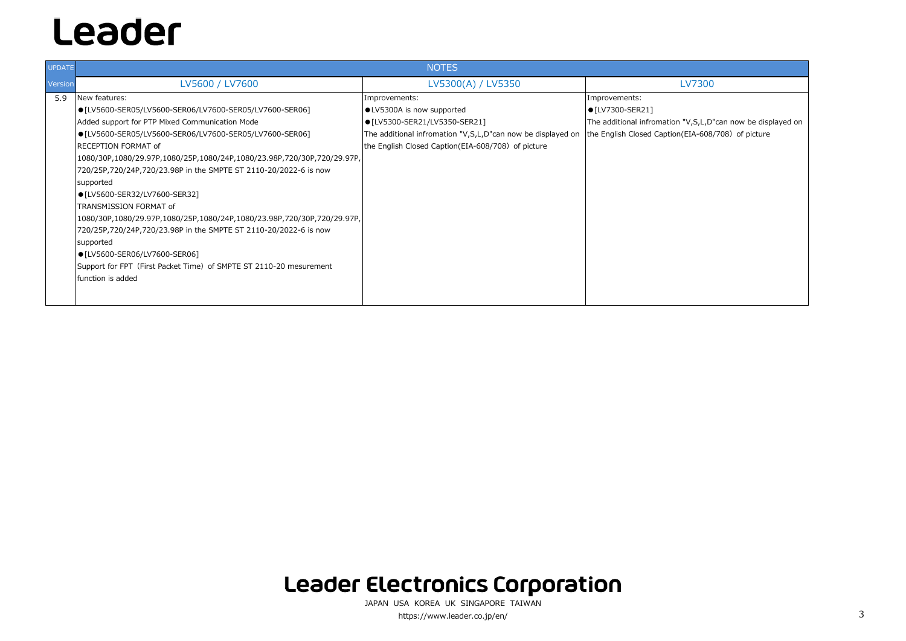# Leader

| UPDATE | NOTES | | |
|---|---|---|---|
| Version | LV5600 / LV7600 | LV5300(A) / LV5350 | LV7300 |
| 5.9 | New features:<br>●[LV5600-SER05/LV5600-SER06/LV7600-SER05/LV7600-SER06]<br>Added support for PTP Mixed Communication Mode<br>●[LV5600-SER05/LV5600-SER06/LV7600-SER05/LV7600-SER06]<br>RECEPTION FORMAT of<br>1080/30P,1080/29.97P,1080/25P,1080/24P,1080/23.98P,720/30P,720/29.97P,<br>720/25P,720/24P,720/23.98P in the SMPTE ST 2110-20/2022-6 is now supported<br>●[LV5600-SER32/LV7600-SER32]<br>TRANSMISSION FORMAT of<br>1080/30P,1080/29.97P,1080/25P,1080/24P,1080/23.98P,720/30P,720/29.97P,<br>720/25P,720/24P,720/23.98P in the SMPTE ST 2110-20/2022-6 is now supported<br>●[LV5600-SER06/LV7600-SER06]<br>Support for FPT (First Packet Time) of SMPTE ST 2110-20 mesurement function is added | Improvements:<br>●LV5300A is now supported<br>●[LV5300-SER21/LV5350-SER21]<br>The additional infromation "V,S,L,D"can now be displayed on the English Closed Caption(EIA-608/708) of picture | Improvements:<br>●[LV7300-SER21]<br>The additional infromation "V,S,L,D"can now be displayed on the English Closed Caption(EIA-608/708) of picture |

**Leader Electronics Corporation**

JAPAN USA KOREA UK SINGAPORE TAIWAN

https://www.leader.co.jp/en/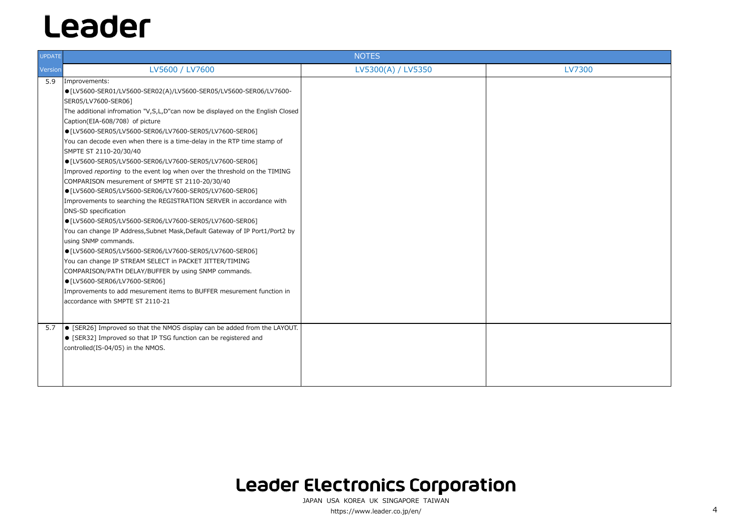# Leader

| UPDATE | NOTES | | |
|---|---|---|---|
| Version | LV5600 / LV7600 | LV5300(A) / LV5350 | LV7300 |
| 5.9 | Improvements:<br>●[LV5600-SER01/LV5600-SER02(A)/LV5600-SER05/LV5600-SER06/LV7600-SER05/LV7600-SER06]<br>The additional infromation "V,S,L,D"can now be displayed on the English Closed Caption(EIA-608/708) of picture<br>●[LV5600-SER05/LV5600-SER06/LV7600-SER05/LV7600-SER06]<br>You can decode even when there is a time-delay in the RTP time stamp of SMPTE ST 2110-20/30/40<br>●[LV5600-SER05/LV5600-SER06/LV7600-SER05/LV7600-SER06]<br>Improved *reporting* to the event log when over the threshold on the TIMING COMPARISON mesurement of SMPTE ST 2110-20/30/40<br>●[LV5600-SER05/LV5600-SER06/LV7600-SER05/LV7600-SER06]<br>Improvements to searching the REGISTRATION SERVER in accordance with DNS-SD specification<br>●[LV5600-SER05/LV5600-SER06/LV7600-SER05/LV7600-SER06]<br>You can change IP Address,Subnet Mask,Default Gateway of IP Port1/Port2 by using SNMP commands.<br>●[LV5600-SER05/LV5600-SER06/LV7600-SER05/LV7600-SER06]<br>You can change IP STREAM SELECT in PACKET JITTER/TIMING COMPARISON/PATH DELAY/BUFFER by using SNMP commands.<br>●[LV5600-SER06/LV7600-SER06]<br>Improvements to add mesurement items to BUFFER mesurement function in accordance with SMPTE ST 2110-21 | | |
| 5.7 | ● [SER26] Improved so that the NMOS display can be added from the LAYOUT.<br>● [SER32] Improved so that IP TSG function can be registered and controlled(IS-04/05) in the NMOS. | | |

**Leader Electronics Corporation**

JAPAN USA KOREA UK SINGAPORE TAIWAN

https://www.leader.co.jp/en/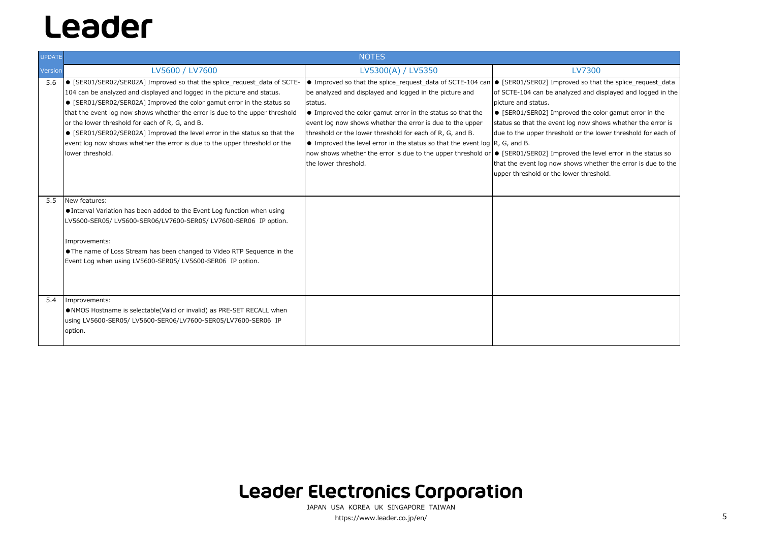# Leader

| UPDATE | NOTES | | |
|---|---|---|---|
| Version | LV5600 / LV7600 | LV5300(A) / LV5350 | LV7300 |
| 5.6 | ● [SER01/SER02/SER02A] Improved so that the splice_request_data of SCTE-104 can be analyzed and displayed and logged in the picture and status.<br>● [SER01/SER02/SER02A] Improved the color gamut error in the status so that the event log now shows whether the error is due to the upper threshold or the lower threshold for each of R, G, and B.<br>● [SER01/SER02/SER02A] Improved the level error in the status so that the event log now shows whether the error is due to the upper threshold or the lower threshold. | ● Improved so that the splice_request_data of SCTE-104 can be analyzed and displayed and logged in the picture and status.<br>● Improved the color gamut error in the status so that the event log now shows whether the error is due to the upper threshold or the lower threshold for each of R, G, and B.<br>● Improved the level error in the status so that the event log now shows whether the error is due to the upper threshold or the lower threshold. | ● [SER01/SER02] Improved so that the splice_request_data of SCTE-104 can be analyzed and displayed and logged in the picture and status.<br>● [SER01/SER02] Improved the color gamut error in the status so that the event log now shows whether the error is due to the upper threshold or the lower threshold for each of R, G, and B.<br>● [SER01/SER02] Improved the level error in the status so that the event log now shows whether the error is due to the upper threshold or the lower threshold. |
| 5.5 | New features:<br>●Interval Variation has been added to the Event Log function when using LV5600-SER05/ LV5600-SER06/LV7600-SER05/ LV7600-SER06 IP option.<br><br>Improvements:<br>●The name of Loss Stream has been changed to Video RTP Sequence in the Event Log when using LV5600-SER05/ LV5600-SER06 IP option. | | |
| 5.4 | Improvements:<br>●NMOS Hostname is selectable(Valid or invalid) as PRE-SET RECALL when using LV5600-SER05/ LV5600-SER06/LV7600-SER05/LV7600-SER06 IP option. | | |

Leader Electronics Corporation

JAPAN USA KOREA UK SINGAPORE TAIWAN

https://www.leader.co.jp/en/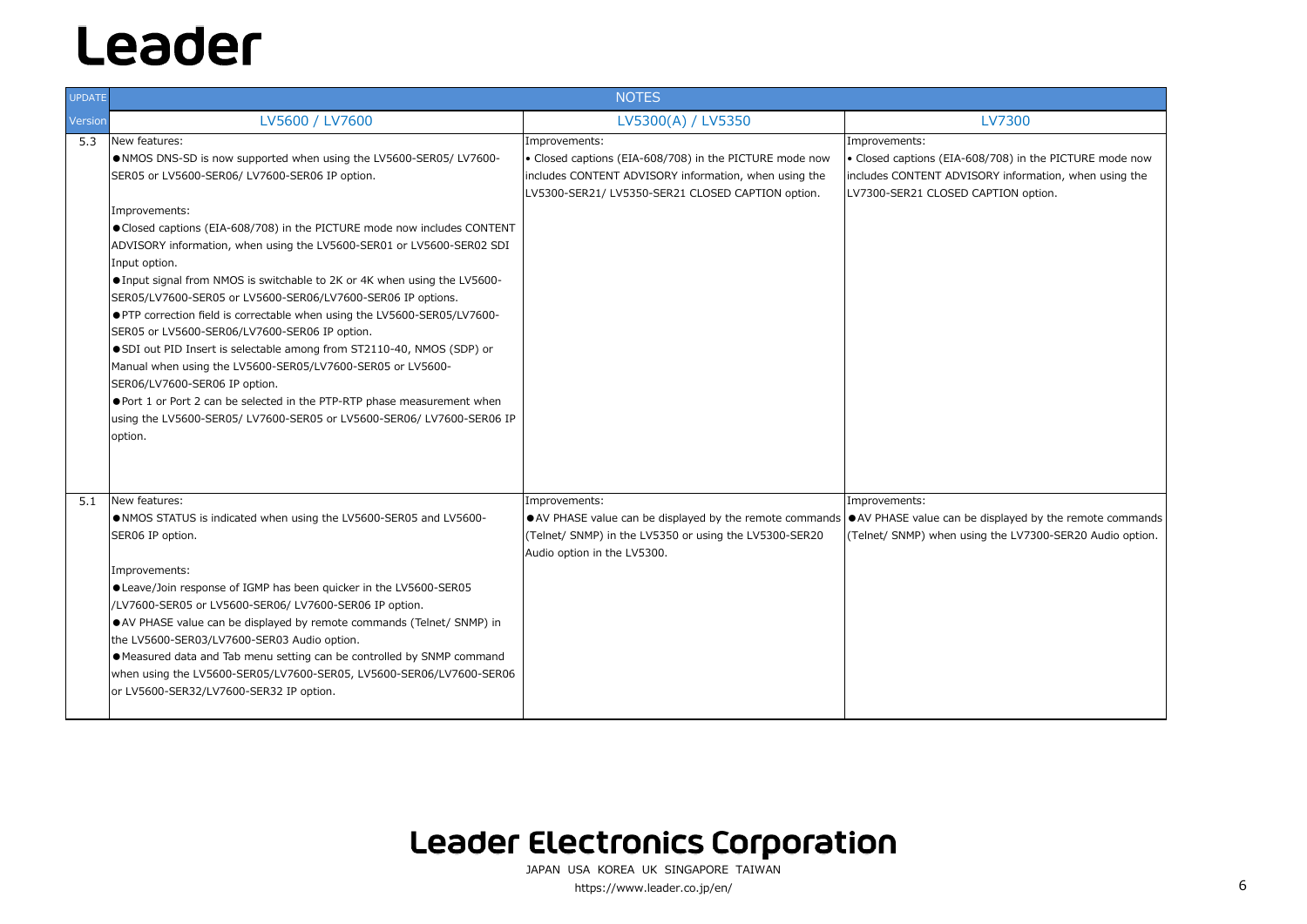# Leader

| UPDATE | NOTES | | |
|---|---|---|---|
| Version | LV5600 / LV7600 | LV5300(A) / LV5350 | LV7300 |
| 5.3 | New features:<br>● NMOS DNS-SD is now supported when using the LV5600-SER05/ LV7600-SER05 or LV5600-SER06/ LV7600-SER06 IP option.<br><br>Improvements:<br>● Closed captions (EIA-608/708) in the PICTURE mode now includes CONTENT ADVISORY information, when using the LV5600-SER01 or LV5600-SER02 SDI Input option.<br>● Input signal from NMOS is switchable to 2K or 4K when using the LV5600-SER05/LV7600-SER05 or LV5600-SER06/LV7600-SER06 IP options.<br>● PTP correction field is correctable when using the LV5600-SER05/LV7600-SER05 or LV5600-SER06/LV7600-SER06 IP option.<br>● SDI out PID Insert is selectable among from ST2110-40, NMOS (SDP) or Manual when using the LV5600-SER05/LV7600-SER05 or LV5600-SER06/LV7600-SER06 IP option.<br>● Port 1 or Port 2 can be selected in the PTP-RTP phase measurement when using the LV5600-SER05/ LV7600-SER05 or LV5600-SER06/ LV7600-SER06 IP option. | Improvements:<br>• Closed captions (EIA-608/708) in the PICTURE mode now includes CONTENT ADVISORY information, when using the LV5300-SER21/ LV5350-SER21 CLOSED CAPTION option. | Improvements:<br>• Closed captions (EIA-608/708) in the PICTURE mode now includes CONTENT ADVISORY information, when using the LV7300-SER21 CLOSED CAPTION option. |
| 5.1 | New features:<br>● NMOS STATUS is indicated when using the LV5600-SER05 and LV5600-SER06 IP option.<br><br>Improvements:<br>● Leave/Join response of IGMP has been quicker in the LV5600-SER05 /LV7600-SER05 or LV5600-SER06/ LV7600-SER06 IP option.<br>● AV PHASE value can be displayed by remote commands (Telnet/ SNMP) in the LV5600-SER03/LV7600-SER03 Audio option.<br>● Measured data and Tab menu setting can be controlled by SNMP command when using the LV5600-SER05/LV7600-SER05, LV5600-SER06/LV7600-SER06 or LV5600-SER32/LV7600-SER32 IP option. | Improvements:<br>● AV PHASE value can be displayed by the remote commands (Telnet/ SNMP) in the LV5350 or using the LV5300-SER20 Audio option in the LV5300. | Improvements:<br>● AV PHASE value can be displayed by the remote commands (Telnet/ SNMP) when using the LV7300-SER20 Audio option. |

**Leader Electronics Corporation**

JAPAN USA KOREA UK SINGAPORE TAIWAN

https://www.leader.co.jp/en/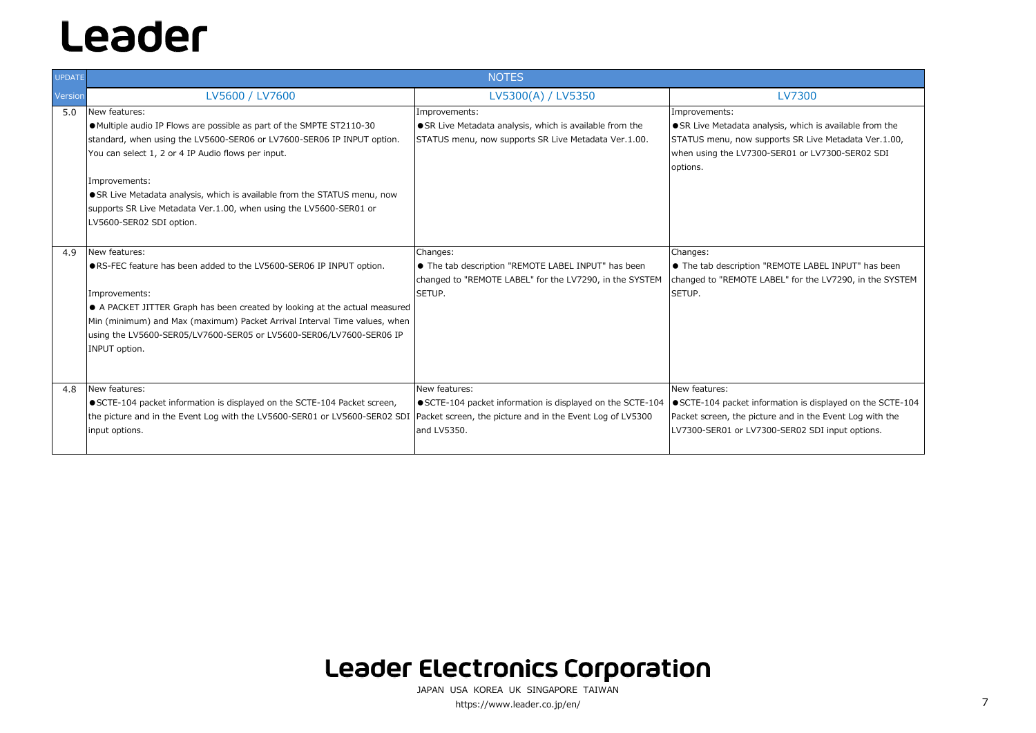# Leader

| UPDATE | NOTES | | |
|---|---|---|---|
| Version | LV5600 / LV7600 | LV5300(A) / LV5350 | LV7300 |
| 5.0 | New features:<br>●Multiple audio IP Flows are possible as part of the SMPTE ST2110-30 standard, when using the LV5600-SER06 or LV7600-SER06 IP INPUT option. You can select 1, 2 or 4 IP Audio flows per input.<br><br>Improvements:<br>●SR Live Metadata analysis, which is available from the STATUS menu, now supports SR Live Metadata Ver.1.00, when using the LV5600-SER01 or LV5600-SER02 SDI option. | Improvements:<br>●SR Live Metadata analysis, which is available from the STATUS menu, now supports SR Live Metadata Ver.1.00. | Improvements:<br>●SR Live Metadata analysis, which is available from the STATUS menu, now supports SR Live Metadata Ver.1.00, when using the LV7300-SER01 or LV7300-SER02 SDI options. |
| 4.9 | New features:<br>●RS-FEC feature has been added to the LV5600-SER06 IP INPUT option.<br><br>Improvements:<br>● A PACKET JITTER Graph has been created by looking at the actual measured Min (minimum) and Max (maximum) Packet Arrival Interval Time values, when using the LV5600-SER05/LV7600-SER05 or LV5600-SER06/LV7600-SER06 IP INPUT option. | Changes:<br>● The tab description "REMOTE LABEL INPUT" has been changed to "REMOTE LABEL" for the LV7290, in the SYSTEM SETUP. | Changes:<br>● The tab description "REMOTE LABEL INPUT" has been changed to "REMOTE LABEL" for the LV7290, in the SYSTEM SETUP. |
| 4.8 | New features:<br>●SCTE-104 packet information is displayed on the SCTE-104 Packet screen, the picture and in the Event Log with the LV5600-SER01 or LV5600-SER02 SDI input options. | New features:<br>●SCTE-104 packet information is displayed on the SCTE-104 Packet screen, the picture and in the Event Log of LV5300 and LV5350. | New features:<br>●SCTE-104 packet information is displayed on the SCTE-104 Packet screen, the picture and in the Event Log with the LV7300-SER01 or LV7300-SER02 SDI input options. |

Leader Electronics Corporation

JAPAN USA KOREA UK SINGAPORE TAIWAN

https://www.leader.co.jp/en/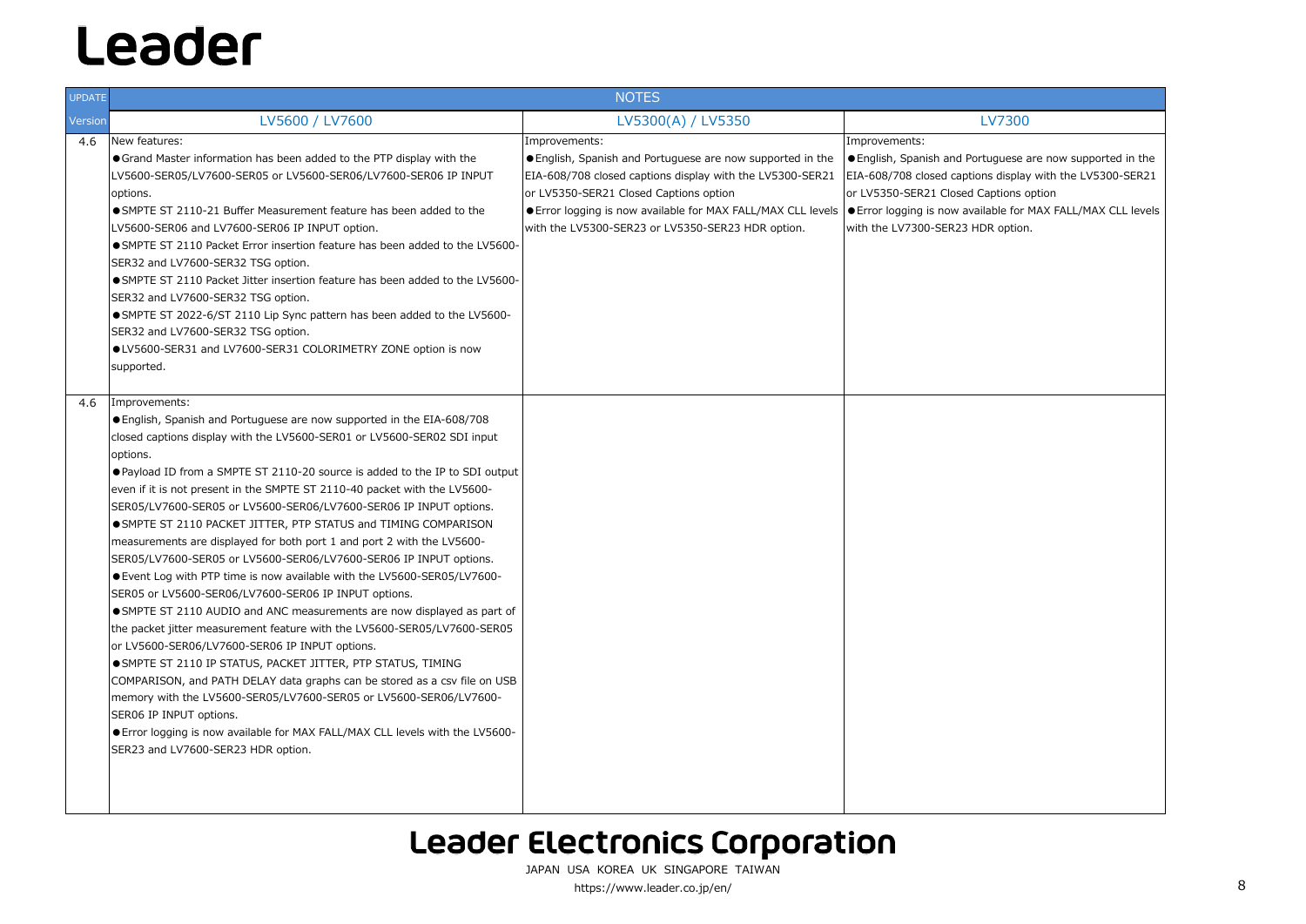# Leader

| UPDATE | NOTES | | |
|---|---|---|---|
| Version | LV5600 / LV7600 | LV5300(A) / LV5350 | LV7300 |
| 4.6 | New features:<br>●Grand Master information has been added to the PTP display with the LV5600-SER05/LV7600-SER05 or LV5600-SER06/LV7600-SER06 IP INPUT options.<br>●SMPTE ST 2110-21 Buffer Measurement feature has been added to the LV5600-SER06 and LV7600-SER06 IP INPUT option.<br>●SMPTE ST 2110 Packet Error insertion feature has been added to the LV5600-SER32 and LV7600-SER32 TSG option.<br>●SMPTE ST 2110 Packet Jitter insertion feature has been added to the LV5600-SER32 and LV7600-SER32 TSG option.<br>●SMPTE ST 2022-6/ST 2110 Lip Sync pattern has been added to the LV5600-SER32 and LV7600-SER32 TSG option.<br>●LV5600-SER31 and LV7600-SER31 COLORIMETRY ZONE option is now supported. | Improvements:<br>●English, Spanish and Portuguese are now supported in the EIA-608/708 closed captions display with the LV5300-SER21 or LV5350-SER21 Closed Captions option<br>●Error logging is now available for MAX FALL/MAX CLL levels with the LV5300-SER23 or LV5350-SER23 HDR option. | Improvements:<br>●English, Spanish and Portuguese are now supported in the EIA-608/708 closed captions display with the LV5300-SER21 or LV5350-SER21 Closed Captions option<br>●Error logging is now available for MAX FALL/MAX CLL levels with the LV7300-SER23 HDR option. |
| 4.6 | Improvements:<br>●English, Spanish and Portuguese are now supported in the EIA-608/708 closed captions display with the LV5600-SER01 or LV5600-SER02 SDI input options.<br>●Payload ID from a SMPTE ST 2110-20 source is added to the IP to SDI output even if it is not present in the SMPTE ST 2110-40 packet with the LV5600-SER05/LV7600-SER05 or LV5600-SER06/LV7600-SER06 IP INPUT options.<br>●SMPTE ST 2110 PACKET JITTER, PTP STATUS and TIMING COMPARISON measurements are displayed for both port 1 and port 2 with the LV5600-SER05/LV7600-SER05 or LV5600-SER06/LV7600-SER06 IP INPUT options.<br>●Event Log with PTP time is now available with the LV5600-SER05/LV7600-SER05 or LV5600-SER06/LV7600-SER06 IP INPUT options.<br>●SMPTE ST 2110 AUDIO and ANC measurements are now displayed as part of the packet jitter measurement feature with the LV5600-SER05/LV7600-SER05 or LV5600-SER06/LV7600-SER06 IP INPUT options.<br>●SMPTE ST 2110 IP STATUS, PACKET JITTER, PTP STATUS, TIMING COMPARISON, and PATH DELAY data graphs can be stored as a csv file on USB memory with the LV5600-SER05/LV7600-SER05 or LV5600-SER06/LV7600-SER06 IP INPUT options.<br>●Error logging is now available for MAX FALL/MAX CLL levels with the LV5600-SER23 and LV7600-SER23 HDR option. | | |

**Leader Electronics Corporation**

JAPAN USA KOREA UK SINGAPORE TAIWAN

https://www.leader.co.jp/en/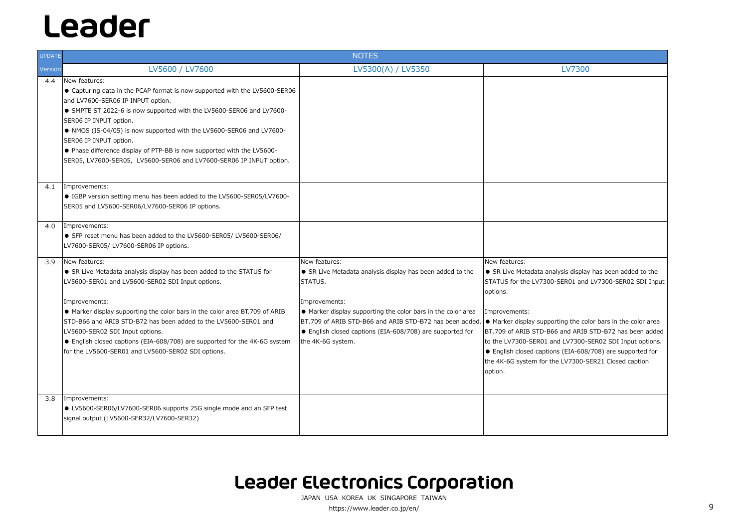# Leader

| UPDATE | NOTES | | |
|---|---|---|---|
| Version | LV5600 / LV7600 | LV5300(A) / LV5350 | LV7300 |
| 4.4 | New features:<br>● Capturing data in the PCAP format is now supported with the LV5600-SER06 and LV7600-SER06 IP INPUT option.<br>● SMPTE ST 2022-6 is now supported with the LV5600-SER06 and LV7600-SER06 IP INPUT option.<br>● NMOS (IS-04/05) is now supported with the LV5600-SER06 and LV7600-SER06 IP INPUT option.<br>● Phase difference display of PTP-BB is now supported with the LV5600-SER05, LV7600-SER05, LV5600-SER06 and LV7600-SER06 IP INPUT option. | | |
| 4.1 | Improvements:<br>● IGBP version setting menu has been added to the LV5600-SER05/LV7600-SER05 and LV5600-SER06/LV7600-SER06 IP options. | | |
| 4.0 | Improvements:<br>● SFP reset menu has been added to the LV5600-SER05/ LV5600-SER06/ LV7600-SER05/ LV7600-SER06 IP options. | | |
| 3.9 | New features:<br>● SR Live Metadata analysis display has been added to the STATUS for LV5600-SER01 and LV5600-SER02 SDI Input options.<br><br>Improvements:<br>● Marker display supporting the color bars in the color area BT.709 of ARIB STD-B66 and ARIB STD-B72 has been added to the LV5600-SER01 and LV5600-SER02 SDI Input options.<br>● English closed captions (EIA-608/708) are supported for the 4K-6G system for the LV5600-SER01 and LV5600-SER02 SDI options. | New features:<br>● SR Live Metadata analysis display has been added to the STATUS.<br><br>Improvements:<br>● Marker display supporting the color bars in the color area BT.709 of ARIB STD-B66 and ARIB STD-B72 has been added.<br>● English closed captions (EIA-608/708) are supported for the 4K-6G system. | New features:<br>● SR Live Metadata analysis display has been added to the STATUS for the LV7300-SER01 and LV7300-SER02 SDI Input options.<br><br>Improvements:<br>● Marker display supporting the color bars in the color area BT.709 of ARIB STD-B66 and ARIB STD-B72 has been added to the LV7300-SER01 and LV7300-SER02 SDI Input options.<br>● English closed captions (EIA-608/708) are supported for the 4K-6G system for the LV7300-SER21 Closed caption option. |
| 3.8 | Improvements:<br>● LV5600-SER06/LV7600-SER06 supports 25G single mode and an SFP test signal output (LV5600-SER32/LV7600-SER32) | | |

Leader Electronics Corporation

JAPAN USA KOREA UK SINGAPORE TAIWAN

https://www.leader.co.jp/en/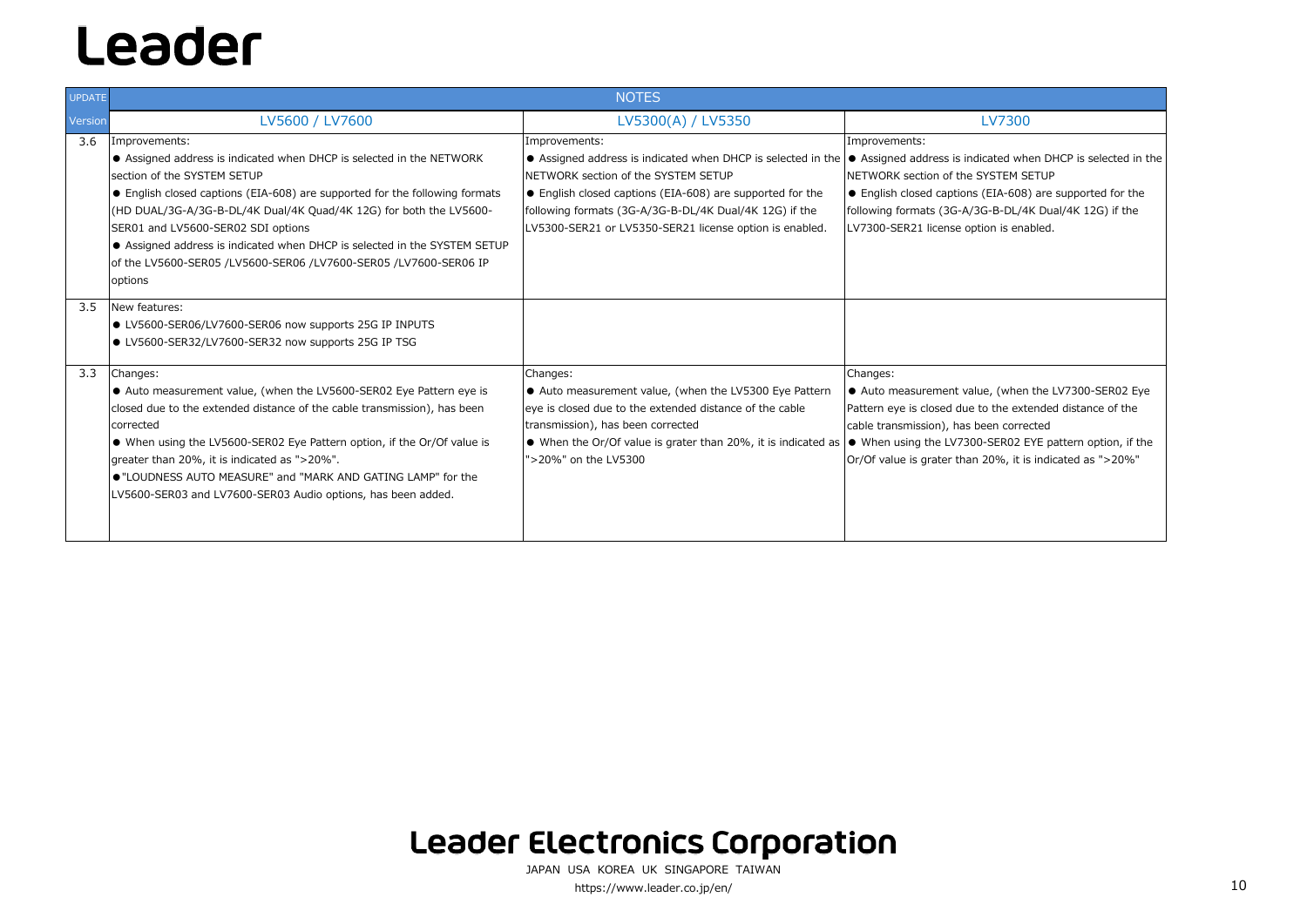# Leader

| UPDATE | NOTES | | |
|---|---|---|---|
| Version | LV5600 / LV7600 | LV5300(A) / LV5350 | LV7300 |
| 3.6 | Improvements:<br>● Assigned address is indicated when DHCP is selected in the NETWORK section of the SYSTEM SETUP<br>● English closed captions (EIA-608) are supported for the following formats (HD DUAL/3G-A/3G-B-DL/4K Dual/4K Quad/4K 12G) for both the LV5600-SER01 and LV5600-SER02 SDI options<br>● Assigned address is indicated when DHCP is selected in the SYSTEM SETUP of the LV5600-SER05 /LV5600-SER06 /LV7600-SER05 /LV7600-SER06 IP options | Improvements:<br>● Assigned address is indicated when DHCP is selected in the NETWORK section of the SYSTEM SETUP<br>● English closed captions (EIA-608) are supported for the following formats (3G-A/3G-B-DL/4K Dual/4K 12G) if the LV5300-SER21 or LV5350-SER21 license option is enabled. | Improvements:<br>● Assigned address is indicated when DHCP is selected in the NETWORK section of the SYSTEM SETUP<br>● English closed captions (EIA-608) are supported for the following formats (3G-A/3G-B-DL/4K Dual/4K 12G) if the LV7300-SER21 license option is enabled. |
| 3.5 | New features:<br>● LV5600-SER06/LV7600-SER06 now supports 25G IP INPUTS<br>● LV5600-SER32/LV7600-SER32 now supports 25G IP TSG | | |
| 3.3 | Changes:<br>● Auto measurement value, (when the LV5600-SER02 Eye Pattern eye is closed due to the extended distance of the cable transmission), has been corrected<br>● When using the LV5600-SER02 Eye Pattern option, if the Or/Of value is greater than 20%, it is indicated as ">20%".<br>●"LOUDNESS AUTO MEASURE" and "MARK AND GATING LAMP" for the LV5600-SER03 and LV7600-SER03 Audio options, has been added. | Changes:<br>● Auto measurement value, (when the LV5300 Eye Pattern eye is closed due to the extended distance of the cable transmission), has been corrected<br>● When the Or/Of value is grater than 20%, it is indicated as ">20%" on the LV5300 | Changes:<br>● Auto measurement value, (when the LV7300-SER02 Eye Pattern eye is closed due to the extended distance of the cable transmission), has been corrected<br>● When using the LV7300-SER02 EYE pattern option, if the Or/Of value is grater than 20%, it is indicated as ">20%" |

**Leader Electronics Corporation**

JAPAN USA KOREA UK SINGAPORE TAIWAN

https://www.leader.co.jp/en/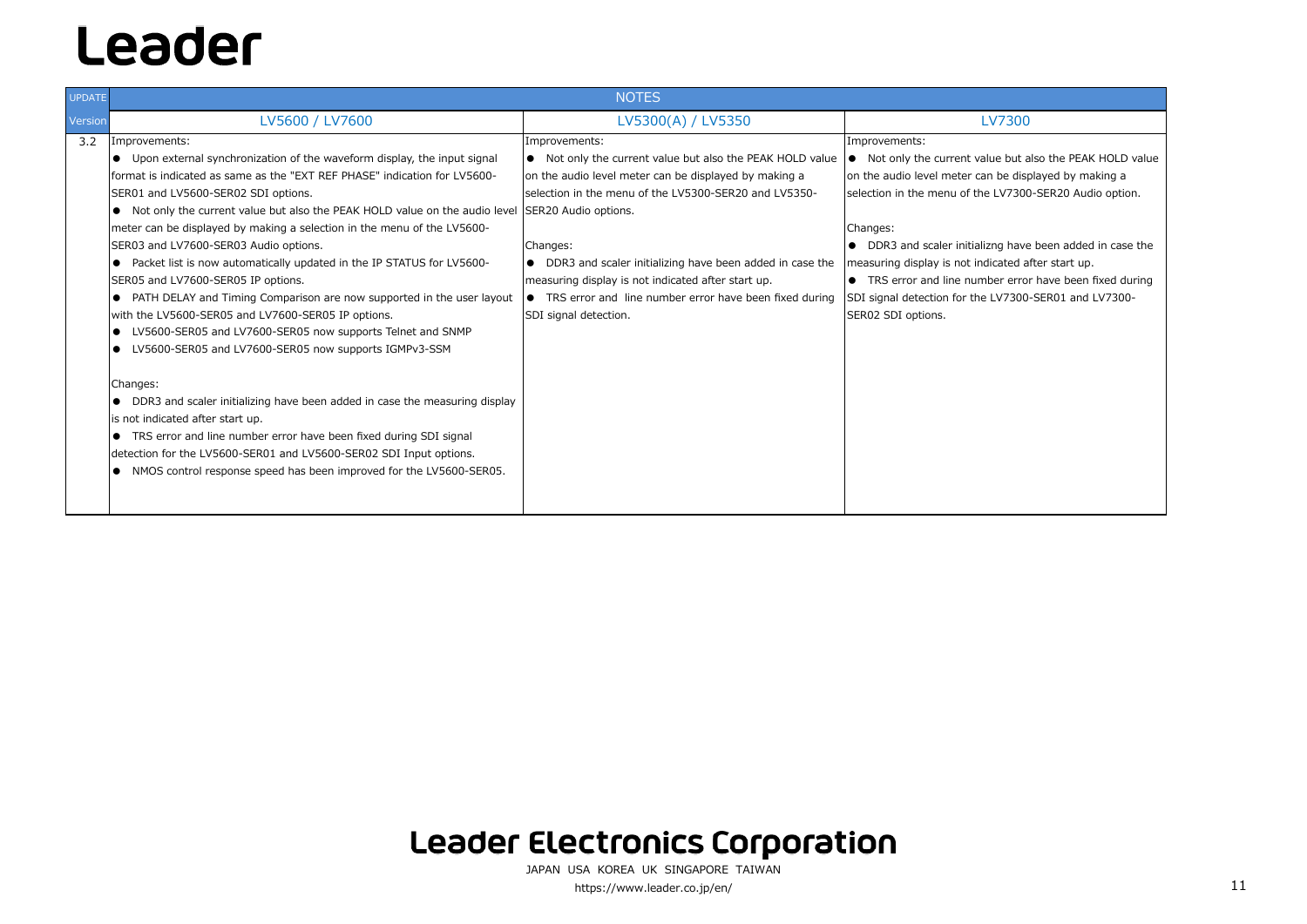# Leader

| UPDATE | NOTES | | |
|---|---|---|---|
| Version | LV5600 / LV7600 | LV5300(A) / LV5350 | LV7300 |
| 3.2 | Improvements:<br>● Upon external synchronization of the waveform display, the input signal format is indicated as same as the "EXT REF PHASE" indication for LV5600-SER01 and LV5600-SER02 SDI options.<br>● Not only the current value but also the PEAK HOLD value on the audio level meter can be displayed by making a selection in the menu of the LV5600-SER03 and LV7600-SER03 Audio options.<br>● Packet list is now automatically updated in the IP STATUS for LV5600-SER05 and LV7600-SER05 IP options.<br>● PATH DELAY and Timing Comparison are now supported in the user layout with the LV5600-SER05 and LV7600-SER05 IP options.<br>● LV5600-SER05 and LV7600-SER05 now supports Telnet and SNMP<br>● LV5600-SER05 and LV7600-SER05 now supports IGMPv3-SSM<br><br>Changes:<br>● DDR3 and scaler initializing have been added in case the measuring display is not indicated after start up.<br>● TRS error and line number error have been fixed during SDI signal detection for the LV5600-SER01 and LV5600-SER02 SDI Input options.<br>● NMOS control response speed has been improved for the LV5600-SER05. | Improvements:<br>● Not only the current value but also the PEAK HOLD value on the audio level meter can be displayed by making a selection in the menu of the LV5300-SER20 and LV5350-SER20 Audio options.<br><br>Changes:<br>● DDR3 and scaler initializing have been added in case the measuring display is not indicated after start up.<br>● TRS error and line number error have been fixed during SDI signal detection. | Improvements:<br>● Not only the current value but also the PEAK HOLD value on the audio level meter can be displayed by making a selection in the menu of the LV7300-SER20 Audio option.<br><br>Changes:<br>● DDR3 and scaler initializing have been added in case the measuring display is not indicated after start up.<br>● TRS error and line number error have been fixed during SDI signal detection for the LV7300-SER01 and LV7300-SER02 SDI options. |

**Leader Electronics Corporation**

JAPAN USA KOREA UK SINGAPORE TAIWAN

https://www.leader.co.jp/en/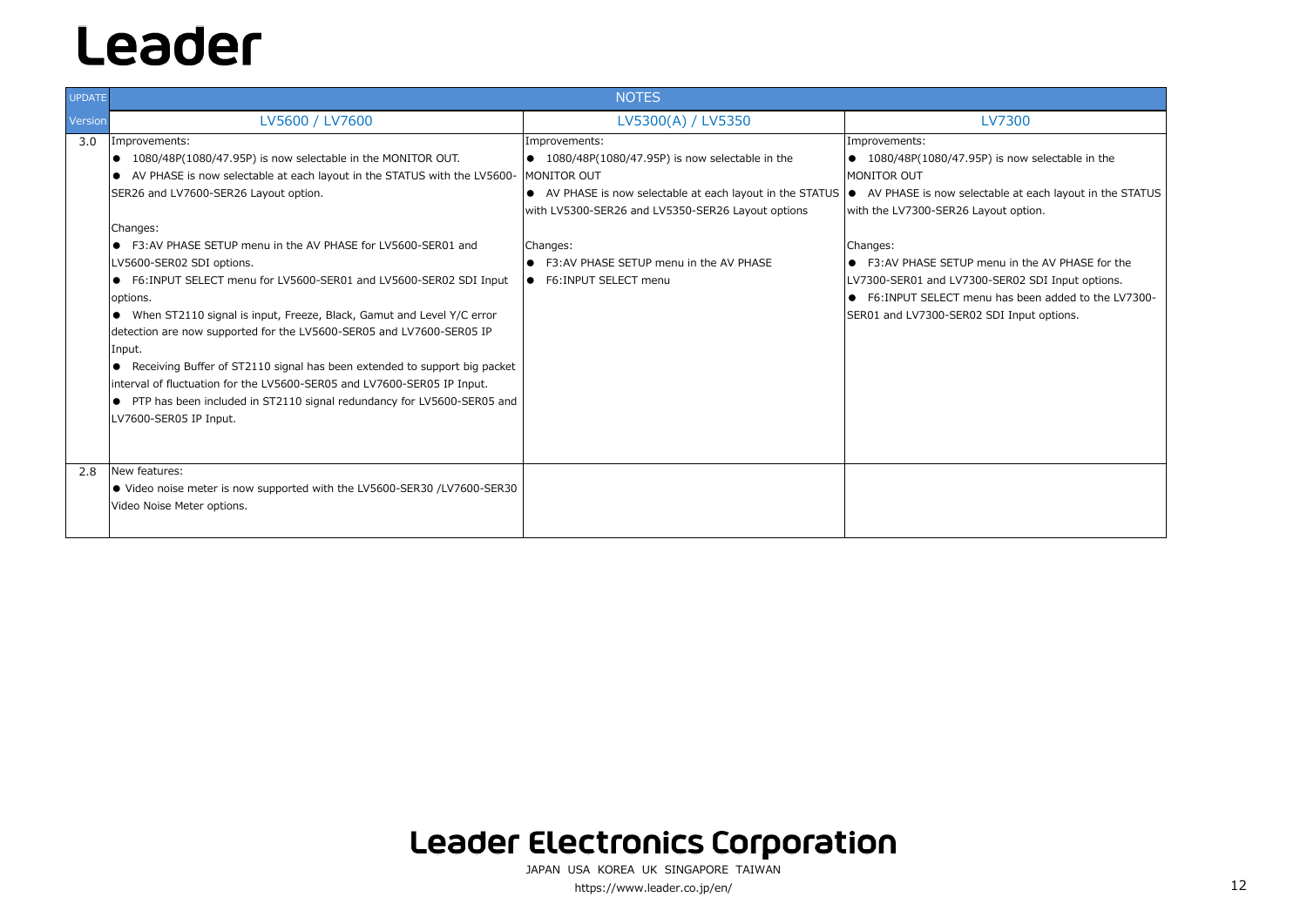# Leader

| UPDATE | NOTES | | |
|---|---|---|---|
| Version | LV5600 / LV7600 | LV5300(A) / LV5350 | LV7300 |
| 3.0 | Improvements:<br>● 1080/48P(1080/47.95P) is now selectable in the MONITOR OUT.<br>● AV PHASE is now selectable at each layout in the STATUS with the LV5600-SER26 and LV7600-SER26 Layout option.<br><br>Changes:<br>● F3:AV PHASE SETUP menu in the AV PHASE for LV5600-SER01 and LV5600-SER02 SDI options.<br>● F6:INPUT SELECT menu for LV5600-SER01 and LV5600-SER02 SDI Input options.<br>● When ST2110 signal is input, Freeze, Black, Gamut and Level Y/C error detection are now supported for the LV5600-SER05 and LV7600-SER05 IP Input.<br>● Receiving Buffer of ST2110 signal has been extended to support big packet interval of fluctuation for the LV5600-SER05 and LV7600-SER05 IP Input.<br>● PTP has been included in ST2110 signal redundancy for LV5600-SER05 and LV7600-SER05 IP Input. | Improvements:<br>● 1080/48P(1080/47.95P) is now selectable in the MONITOR OUT<br>● AV PHASE is now selectable at each layout in the STATUS with LV5300-SER26 and LV5350-SER26 Layout options<br><br>Changes:<br>● F3:AV PHASE SETUP menu in the AV PHASE<br>● F6:INPUT SELECT menu | Improvements:<br>● 1080/48P(1080/47.95P) is now selectable in the MONITOR OUT<br>● AV PHASE is now selectable at each layout in the STATUS with the LV7300-SER26 Layout option.<br><br>Changes:<br>● F3:AV PHASE SETUP menu in the AV PHASE for the LV7300-SER01 and LV7300-SER02 SDI Input options.<br>● F6:INPUT SELECT menu has been added to the LV7300-SER01 and LV7300-SER02 SDI Input options. |
| 2.8 | New features:<br>● Video noise meter is now supported with the LV5600-SER30 /LV7600-SER30 Video Noise Meter options. | | |

# Leader Electronics Corporation

JAPAN USA KOREA UK SINGAPORE TAIWAN

https://www.leader.co.jp/en/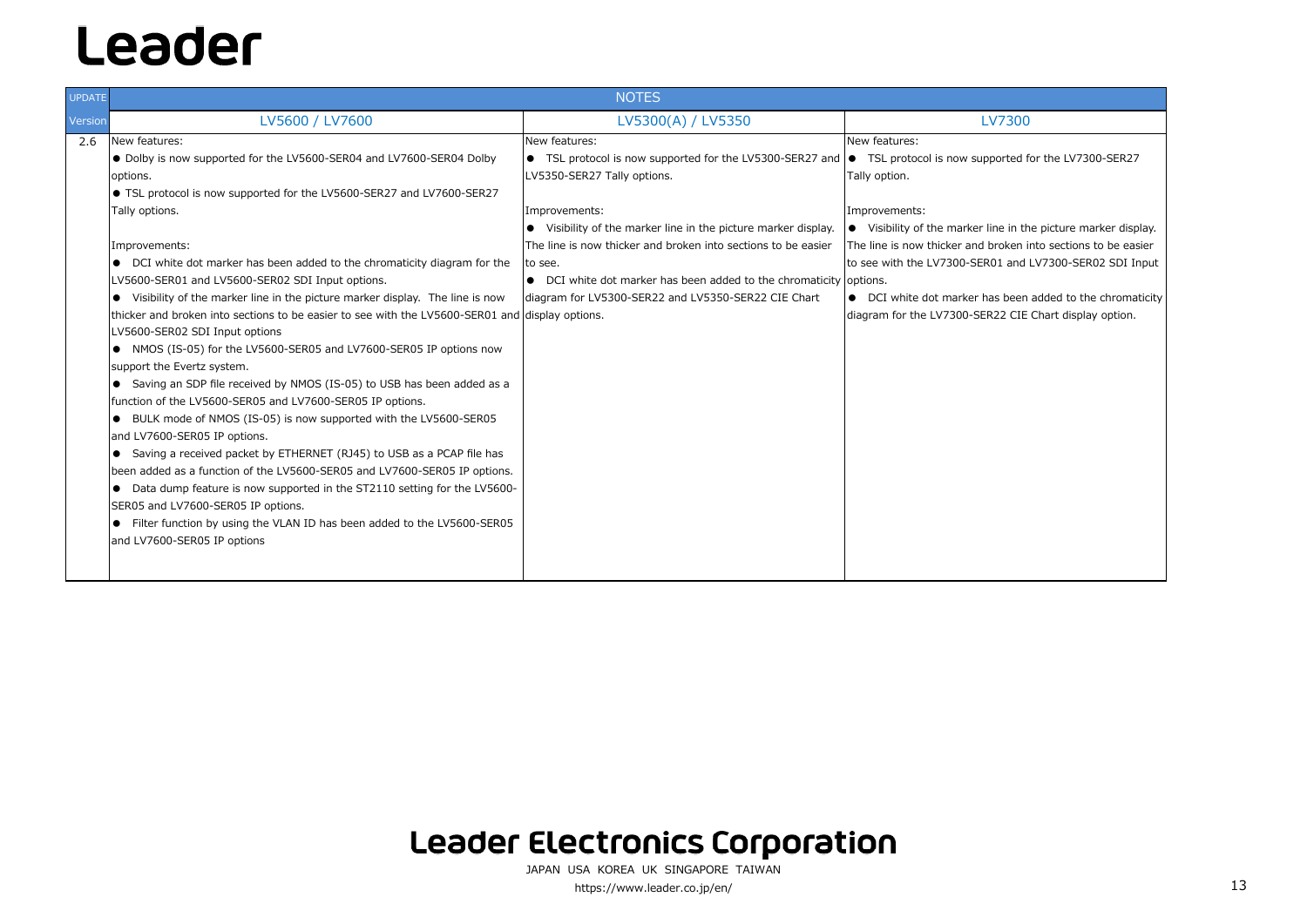# Leader

| UPDATE | NOTES | | |
|---|---|---|---|
| Version | LV5600 / LV7600 | LV5300(A) / LV5350 | LV7300 |
| 2.6 | New features:<br>● Dolby is now supported for the LV5600-SER04 and LV7600-SER04 Dolby options.<br>● TSL protocol is now supported for the LV5600-SER27 and LV7600-SER27 Tally options.<br><br>Improvements:<br>● DCI white dot marker has been added to the chromaticity diagram for the LV5600-SER01 and LV5600-SER02 SDI Input options.<br>● Visibility of the marker line in the picture marker display. The line is now thicker and broken into sections to be easier to see with the LV5600-SER01 and LV5600-SER02 SDI Input options<br>● NMOS (IS-05) for the LV5600-SER05 and LV7600-SER05 IP options now support the Evertz system.<br>● Saving an SDP file received by NMOS (IS-05) to USB has been added as a function of the LV5600-SER05 and LV7600-SER05 IP options.<br>● BULK mode of NMOS (IS-05) is now supported with the LV5600-SER05 and LV7600-SER05 IP options.<br>● Saving a received packet by ETHERNET (RJ45) to USB as a PCAP file has been added as a function of the LV5600-SER05 and LV7600-SER05 IP options.<br>● Data dump feature is now supported in the ST2110 setting for the LV5600-SER05 and LV7600-SER05 IP options.<br>● Filter function by using the VLAN ID has been added to the LV5600-SER05 and LV7600-SER05 IP options | New features:<br>● TSL protocol is now supported for the LV5300-SER27 and LV5350-SER27 Tally options.<br><br>Improvements:<br>● Visibility of the marker line in the picture marker display. The line is now thicker and broken into sections to be easier to see.<br>● DCI white dot marker has been added to the chromaticity diagram for LV5300-SER22 and LV5350-SER22 CIE Chart display options. | New features:<br>● TSL protocol is now supported for the LV7300-SER27 Tally option.<br><br>Improvements:<br>● Visibility of the marker line in the picture marker display. The line is now thicker and broken into sections to be easier to see with the LV7300-SER01 and LV7300-SER02 SDI Input options.<br>● DCI white dot marker has been added to the chromaticity diagram for the LV7300-SER22 CIE Chart display option. |

**Leader Electronics Corporation**

JAPAN USA KOREA UK SINGAPORE TAIWAN

https://www.leader.co.jp/en/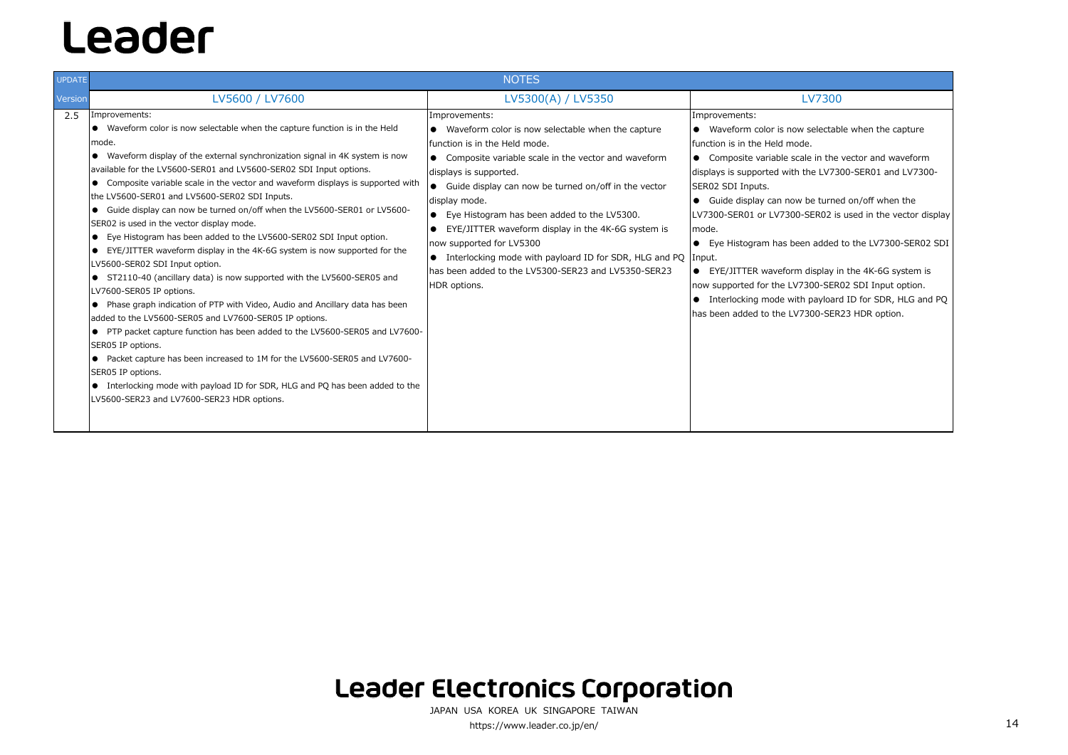# Leader

| UPDATE | NOTES | | |
|---|---|---|---|
| Version | LV5600 / LV7600 | LV5300(A) / LV5350 | LV7300 |
| 2.5 | Improvements:<br>● Waveform color is now selectable when the capture function is in the Held mode.<br>● Waveform display of the external synchronization signal in 4K system is now available for the LV5600-SER01 and LV5600-SER02 SDI Input options.<br>● Composite variable scale in the vector and waveform displays is supported with the LV5600-SER01 and LV5600-SER02 SDI Inputs.<br>● Guide display can now be turned on/off when the LV5600-SER01 or LV5600-SER02 is used in the vector display mode.<br>● Eye Histogram has been added to the LV5600-SER02 SDI Input option.<br>● EYE/JITTER waveform display in the 4K-6G system is now supported for the LV5600-SER02 SDI Input option.<br>● ST2110-40 (ancillary data) is now supported with the LV5600-SER05 and LV7600-SER05 IP options.<br>● Phase graph indication of PTP with Video, Audio and Ancillary data has been added to the LV5600-SER05 and LV7600-SER05 IP options.<br>● PTP packet capture function has been added to the LV5600-SER05 and LV7600-SER05 IP options.<br>● Packet capture has been increased to 1M for the LV5600-SER05 and LV7600-SER05 IP options.<br>● Interlocking mode with payload ID for SDR, HLG and PQ has been added to the LV5600-SER23 and LV7600-SER23 HDR options. | Improvements:<br>● Waveform color is now selectable when the capture function is in the Held mode.<br>● Composite variable scale in the vector and waveform displays is supported.<br>● Guide display can now be turned on/off in the vector display mode.<br>● Eye Histogram has been added to the LV5300.<br>● EYE/JITTER waveform display in the 4K-6G system is now supported for LV5300<br>● Interlocking mode with payload ID for SDR, HLG and PQ has been added to the LV5300-SER23 and LV5350-SER23 HDR options. | Improvements:<br>● Waveform color is now selectable when the capture function is in the Held mode.<br>● Composite variable scale in the vector and waveform displays is supported with the LV7300-SER01 and LV7300-SER02 SDI Inputs.<br>● Guide display can now be turned on/off when the LV7300-SER01 or LV7300-SER02 is used in the vector display mode.<br>● Eye Histogram has been added to the LV7300-SER02 SDI Input.<br>● EYE/JITTER waveform display in the 4K-6G system is now supported for the LV7300-SER02 SDI Input option.<br>● Interlocking mode with payload ID for SDR, HLG and PQ has been added to the LV7300-SER23 HDR option. |

Leader Electronics Corporation

JAPAN USA KOREA UK SINGAPORE TAIWAN

https://www.leader.co.jp/en/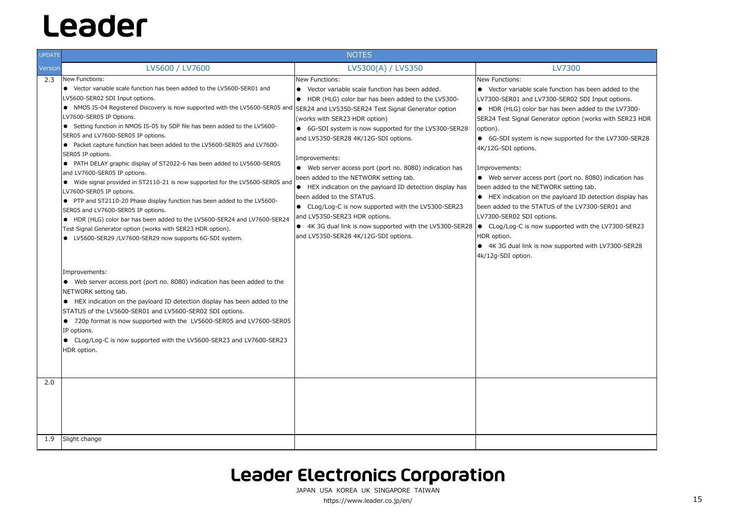# Leader

| UPDATE | NOTES | | |
|---|---|---|---|
| Version | LV5600 / LV7600 | LV5300(A) / LV5350 | LV7300 |
| 2.3 | New Functions:<br>● Vector variable scale function has been added to the LV5600-SER01 and LV5600-SER02 SDI Input options.<br>● NMOS IS-04 Registered Discovery is now supported with the LV5600-SER05 and LV7600-SER05 IP Options.<br>● Setting function in NMOS IS-05 by SDP file has been added to the LV5600-SER05 and LV7600-SER05 IP options.<br>● Packet capture function has been added to the LV5600-SER05 and LV7600-SER05 IP options.<br>● PATH DELAY graphic display of ST2022-6 has been added to LV5600-SER05 and LV7600-SER05 IP options.<br>● Wide signal provided in ST2110-21 is now supported for the LV5600-SER05 and LV7600-SER05 IP options.<br>● PTP and ST2110-20 Phase display function has been added to the LV5600-SER05 and LV7600-SER05 IP options.<br>● HDR (HLG) color bar has been added to the LV5600-SER24 and LV7600-SER24 Test Signal Generator option (works with SER23 HDR option).<br>● LV5600-SER29 /LV7600-SER29 now supports 6G-SDI system.<br><br>Improvements:<br>● Web server access port (port no. 8080) indication has been added to the NETWORK setting tab.<br>● HEX indication on the payload ID detection display has been added to the STATUS of the LV5600-SER01 and LV5600-SER02 SDI options.<br>● 720p format is now supported with the LV5600-SER05 and LV7600-SER05 IP options.<br>● CLog/Log-C is now supported with the LV5600-SER23 and LV7600-SER23 HDR option. | New Functions:<br>● Vector variable scale function has been added.<br>● HDR (HLG) color bar has been added to the LV5300-SER24 and LV5350-SER24 Test Signal Generator option (works with SER23 HDR option)<br>● 6G-SDI system is now supported for the LV5300-SER28 and LV5350-SER28 4K/12G-SDI options.<br><br>Improvements:<br>● Web server access port (port no. 8080) indication has been added to the NETWORK setting tab.<br>● HEX indication on the payload ID detection display has been added to the STATUS.<br>● CLog/Log-C is now supported with the LV5300-SER23 and LV5350-SER23 HDR options.<br>● 4K 3G dual link is now supported with the LV5300-SER28 and LV5350-SER28 4K/12G-SDI options. | New Functions:<br>● Vector variable scale function has been added to the LV7300-SER01 and LV7300-SER02 SDI Input options.<br>● HDR (HLG) color bar has been added to the LV7300-SER24 Test Signal Generator option (works with SER23 HDR option).<br>● 6G-SDI system is now supported for the LV7300-SER28 4K/12G-SDI options.<br><br>Improvements:<br>● Web server access port (port no. 8080) indication has been added to the NETWORK setting tab.<br>● HEX indication on the payload ID detection display has been added to the STATUS of the LV7300-SER01 and LV7300-SER02 SDI options.<br>● CLog/Log-C is now supported with the LV7300-SER23 HDR option.<br>● 4K 3G dual link is now supported with LV7300-SER28 4k/12g-SDI option. |
| 2.0 | | | |
| 1.9 | Slight change | | |

# Leader Electronics Corporation

JAPAN USA KOREA UK SINGAPORE TAIWAN

https://www.leader.co.jp/en/